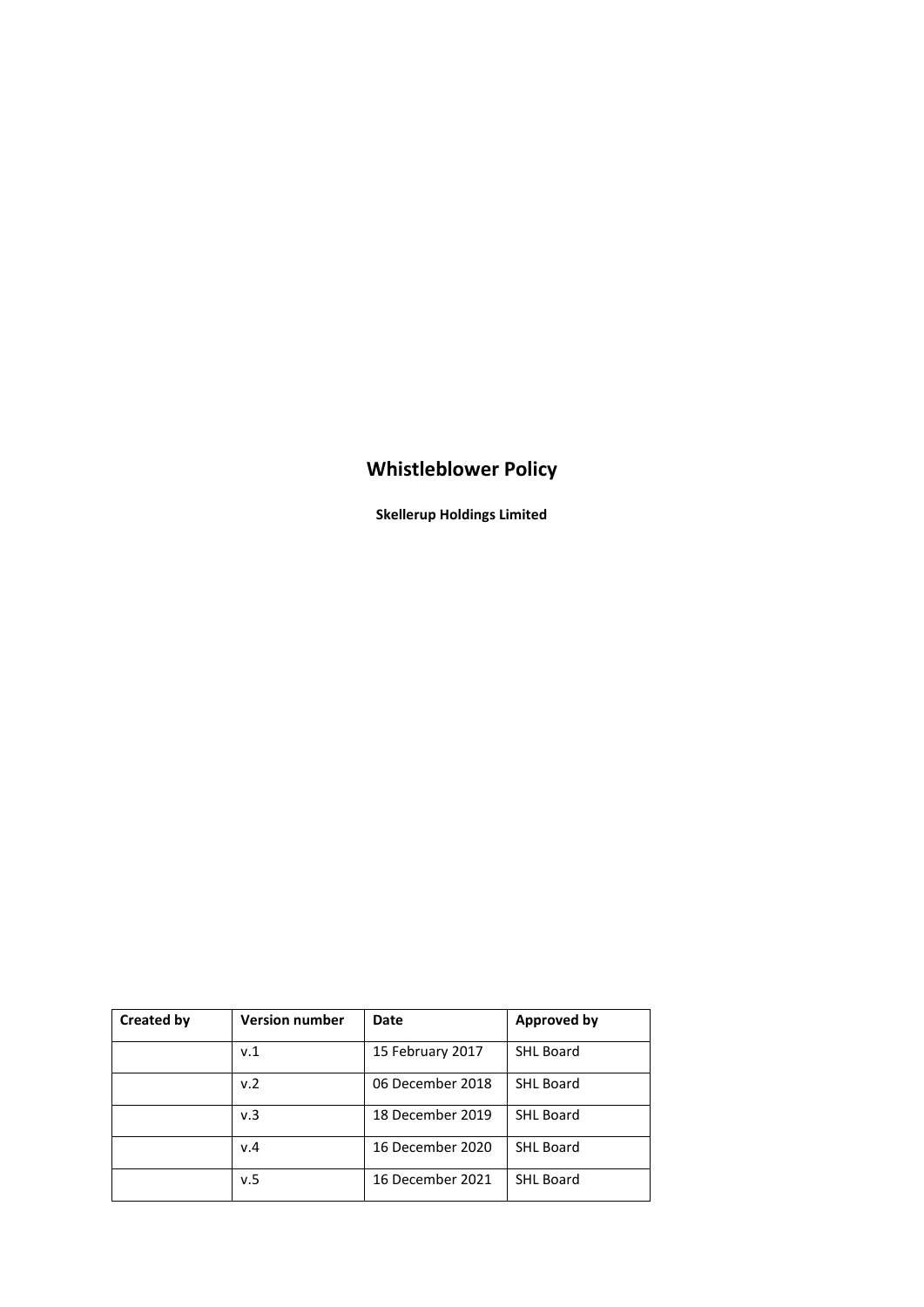# Whistleblower Policy

**Skellerup Holdings Limited**

| Created by | Version number | Date | Approved by |
|---|---|---|---|
| | v.1 | 15 February 2017 | SHL Board |
| | v.2 | 06 December 2018 | SHL Board |
| | v.3 | 18 December 2019 | SHL Board |
| | v.4 | 16 December 2020 | SHL Board |
| | v.5 | 16 December 2021 | SHL Board |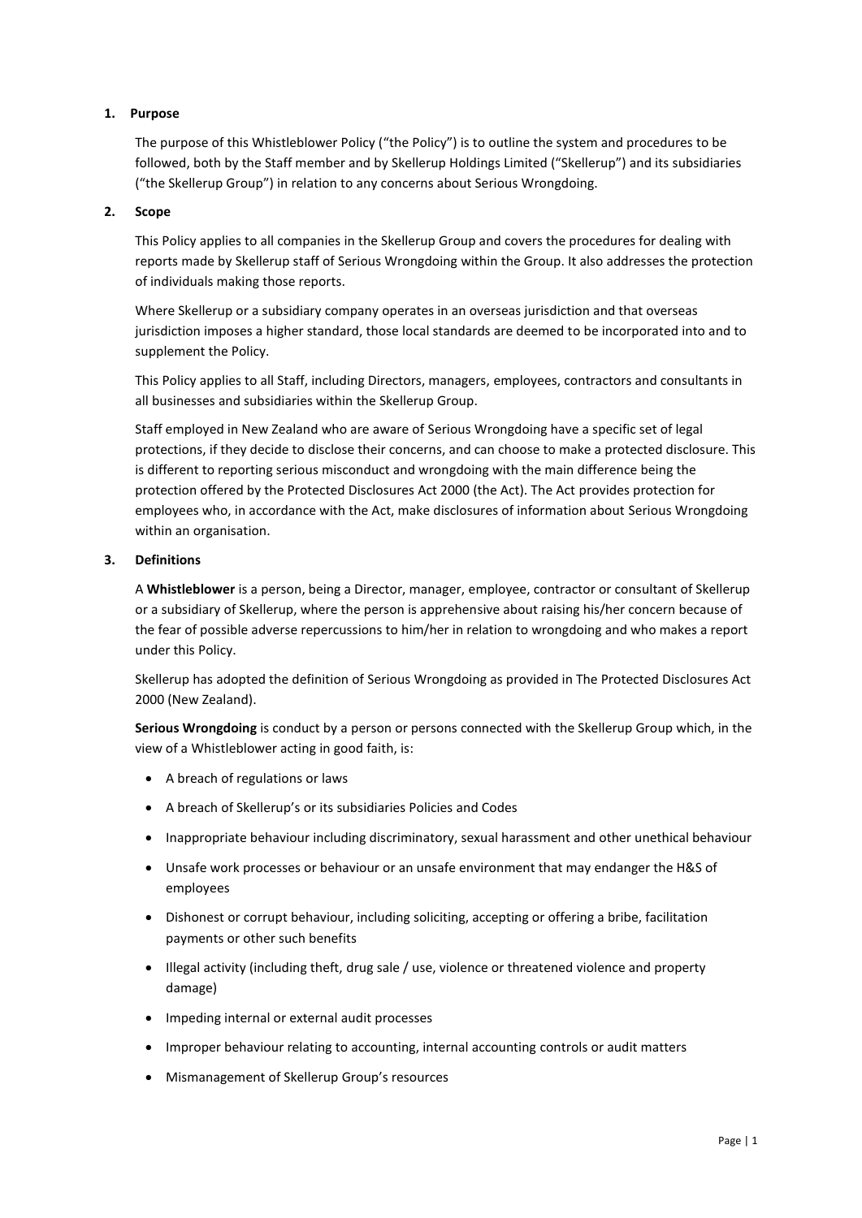## 1. Purpose

The purpose of this Whistleblower Policy ("the Policy") is to outline the system and procedures to be followed, both by the Staff member and by Skellerup Holdings Limited ("Skellerup") and its subsidiaries ("the Skellerup Group") in relation to any concerns about Serious Wrongdoing.

## 2. Scope

This Policy applies to all companies in the Skellerup Group and covers the procedures for dealing with reports made by Skellerup staff of Serious Wrongdoing within the Group. It also addresses the protection of individuals making those reports.

Where Skellerup or a subsidiary company operates in an overseas jurisdiction and that overseas jurisdiction imposes a higher standard, those local standards are deemed to be incorporated into and to supplement the Policy.

This Policy applies to all Staff, including Directors, managers, employees, contractors and consultants in all businesses and subsidiaries within the Skellerup Group.

Staff employed in New Zealand who are aware of Serious Wrongdoing have a specific set of legal protections, if they decide to disclose their concerns, and can choose to make a protected disclosure. This is different to reporting serious misconduct and wrongdoing with the main difference being the protection offered by the Protected Disclosures Act 2000 (the Act). The Act provides protection for employees who, in accordance with the Act, make disclosures of information about Serious Wrongdoing within an organisation.

## 3. Definitions

A **Whistleblower** is a person, being a Director, manager, employee, contractor or consultant of Skellerup or a subsidiary of Skellerup, where the person is apprehensive about raising his/her concern because of the fear of possible adverse repercussions to him/her in relation to wrongdoing and who makes a report under this Policy.

Skellerup has adopted the definition of Serious Wrongdoing as provided in The Protected Disclosures Act 2000 (New Zealand).

**Serious Wrongdoing** is conduct by a person or persons connected with the Skellerup Group which, in the view of a Whistleblower acting in good faith, is:

- A breach of regulations or laws
- A breach of Skellerup's or its subsidiaries Policies and Codes
- Inappropriate behaviour including discriminatory, sexual harassment and other unethical behaviour
- Unsafe work processes or behaviour or an unsafe environment that may endanger the H&S of employees
- Dishonest or corrupt behaviour, including soliciting, accepting or offering a bribe, facilitation payments or other such benefits
- Illegal activity (including theft, drug sale / use, violence or threatened violence and property damage)
- Impeding internal or external audit processes
- Improper behaviour relating to accounting, internal accounting controls or audit matters
- Mismanagement of Skellerup Group's resources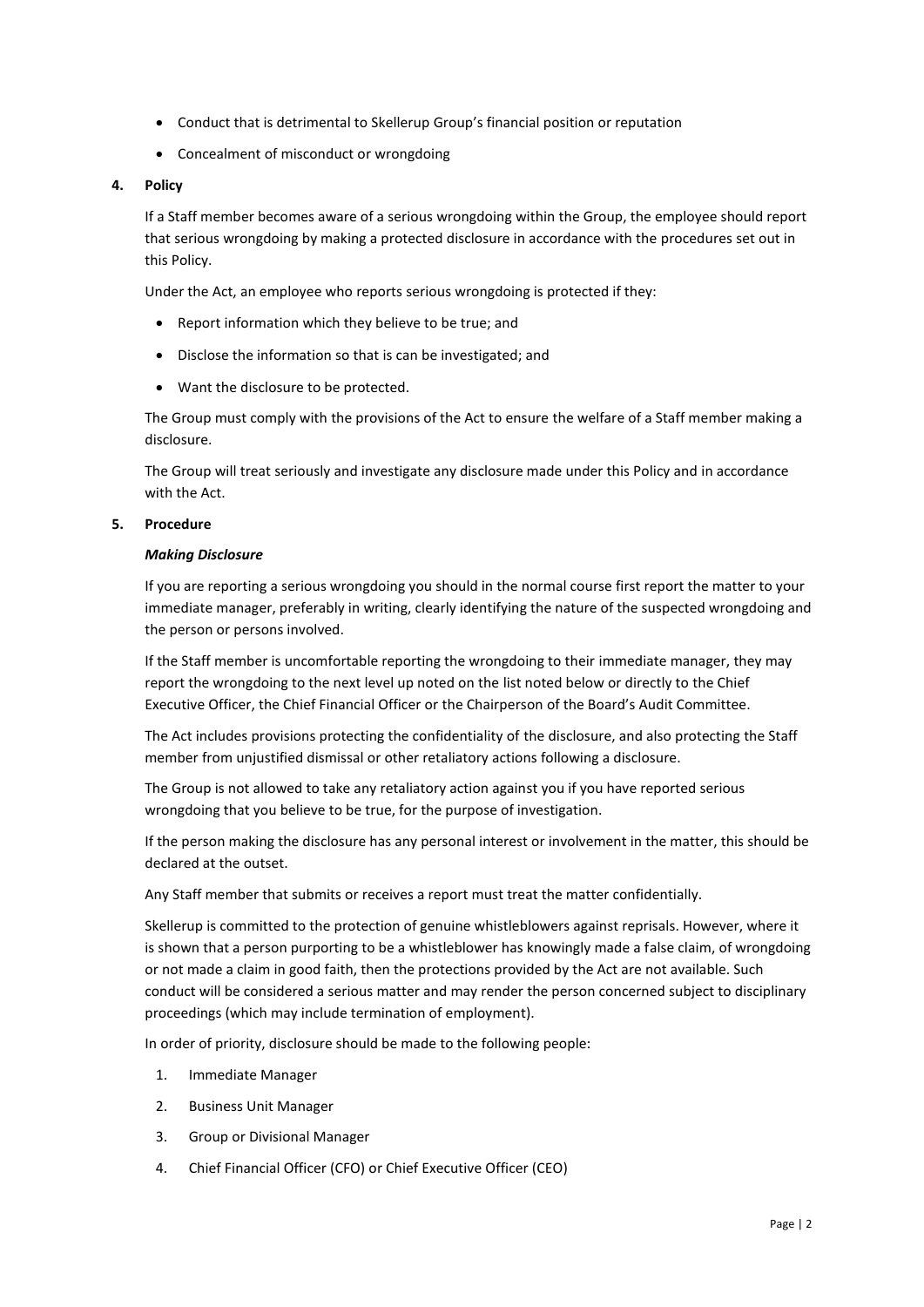- Conduct that is detrimental to Skellerup Group's financial position or reputation
- Concealment of misconduct or wrongdoing

## 4. Policy

If a Staff member becomes aware of a serious wrongdoing within the Group, the employee should report that serious wrongdoing by making a protected disclosure in accordance with the procedures set out in this Policy.

Under the Act, an employee who reports serious wrongdoing is protected if they:

- Report information which they believe to be true; and
- Disclose the information so that is can be investigated; and
- Want the disclosure to be protected.

The Group must comply with the provisions of the Act to ensure the welfare of a Staff member making a disclosure.

The Group will treat seriously and investigate any disclosure made under this Policy and in accordance with the Act.

## 5. Procedure

***Making Disclosure***

If you are reporting a serious wrongdoing you should in the normal course first report the matter to your immediate manager, preferably in writing, clearly identifying the nature of the suspected wrongdoing and the person or persons involved.

If the Staff member is uncomfortable reporting the wrongdoing to their immediate manager, they may report the wrongdoing to the next level up noted on the list noted below or directly to the Chief Executive Officer, the Chief Financial Officer or the Chairperson of the Board's Audit Committee.

The Act includes provisions protecting the confidentiality of the disclosure, and also protecting the Staff member from unjustified dismissal or other retaliatory actions following a disclosure.

The Group is not allowed to take any retaliatory action against you if you have reported serious wrongdoing that you believe to be true, for the purpose of investigation.

If the person making the disclosure has any personal interest or involvement in the matter, this should be declared at the outset.

Any Staff member that submits or receives a report must treat the matter confidentially.

Skellerup is committed to the protection of genuine whistleblowers against reprisals. However, where it is shown that a person purporting to be a whistleblower has knowingly made a false claim, of wrongdoing or not made a claim in good faith, then the protections provided by the Act are not available. Such conduct will be considered a serious matter and may render the person concerned subject to disciplinary proceedings (which may include termination of employment).

In order of priority, disclosure should be made to the following people:

1. Immediate Manager
2. Business Unit Manager
3. Group or Divisional Manager
4. Chief Financial Officer (CFO) or Chief Executive Officer (CEO)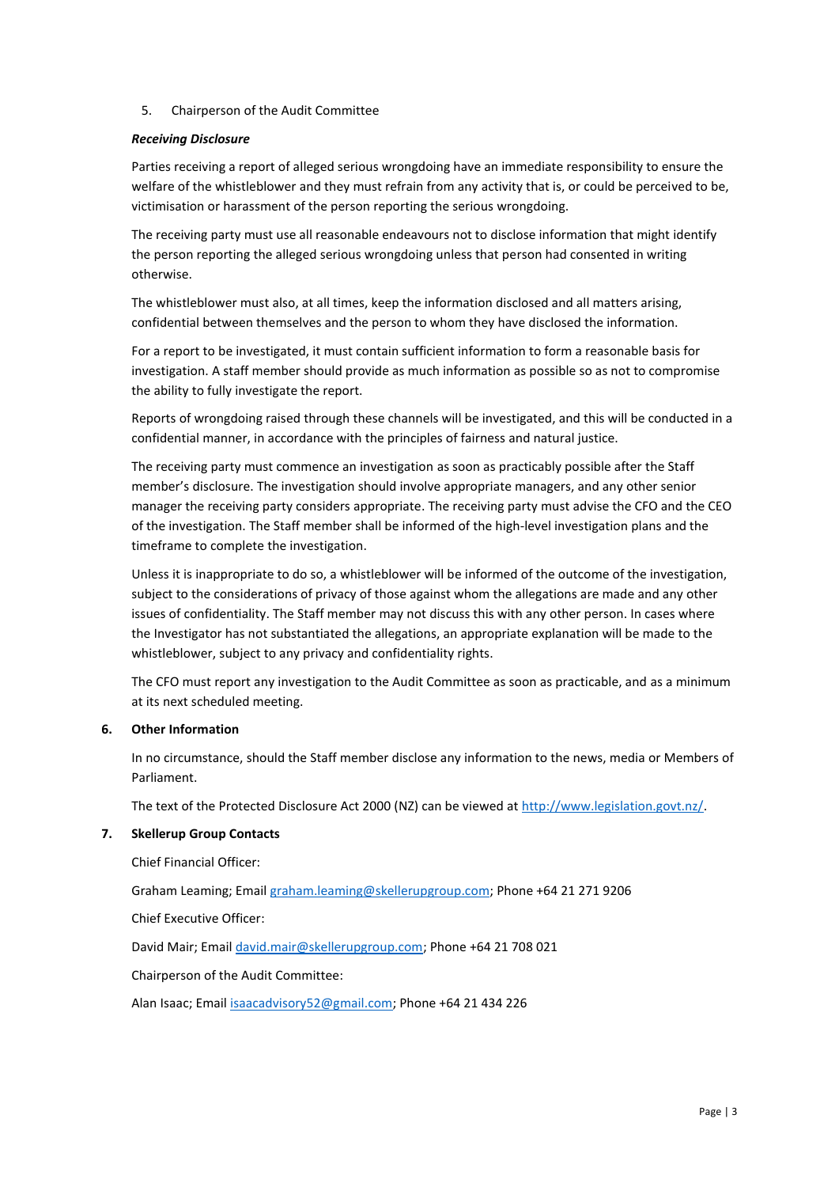5. Chairperson of the Audit Committee

***Receiving Disclosure***

Parties receiving a report of alleged serious wrongdoing have an immediate responsibility to ensure the welfare of the whistleblower and they must refrain from any activity that is, or could be perceived to be, victimisation or harassment of the person reporting the serious wrongdoing.

The receiving party must use all reasonable endeavours not to disclose information that might identify the person reporting the alleged serious wrongdoing unless that person had consented in writing otherwise.

The whistleblower must also, at all times, keep the information disclosed and all matters arising, confidential between themselves and the person to whom they have disclosed the information.

For a report to be investigated, it must contain sufficient information to form a reasonable basis for investigation. A staff member should provide as much information as possible so as not to compromise the ability to fully investigate the report.

Reports of wrongdoing raised through these channels will be investigated, and this will be conducted in a confidential manner, in accordance with the principles of fairness and natural justice.

The receiving party must commence an investigation as soon as practicably possible after the Staff member's disclosure. The investigation should involve appropriate managers, and any other senior manager the receiving party considers appropriate. The receiving party must advise the CFO and the CEO of the investigation. The Staff member shall be informed of the high-level investigation plans and the timeframe to complete the investigation.

Unless it is inappropriate to do so, a whistleblower will be informed of the outcome of the investigation, subject to the considerations of privacy of those against whom the allegations are made and any other issues of confidentiality. The Staff member may not discuss this with any other person. In cases where the Investigator has not substantiated the allegations, an appropriate explanation will be made to the whistleblower, subject to any privacy and confidentiality rights.

The CFO must report any investigation to the Audit Committee as soon as practicable, and as a minimum at its next scheduled meeting.

## 6. Other Information

In no circumstance, should the Staff member disclose any information to the news, media or Members of Parliament.

The text of the Protected Disclosure Act 2000 (NZ) can be viewed at http://www.legislation.govt.nz/.

## 7. Skellerup Group Contacts

Chief Financial Officer:

Graham Leaming; Email graham.leaming@skellerupgroup.com; Phone +64 21 271 9206

Chief Executive Officer:

David Mair; Email david.mair@skellerupgroup.com; Phone +64 21 708 021

Chairperson of the Audit Committee:

Alan Isaac; Email isaacadvisory52@gmail.com; Phone +64 21 434 226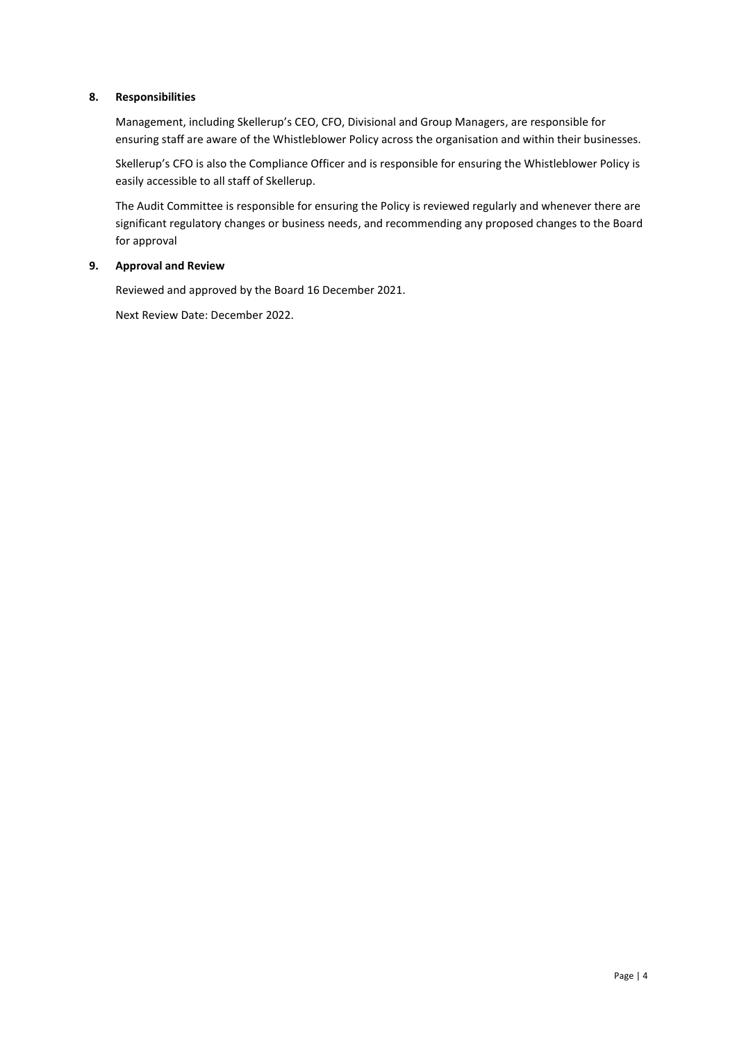## 8. Responsibilities

Management, including Skellerup's CEO, CFO, Divisional and Group Managers, are responsible for ensuring staff are aware of the Whistleblower Policy across the organisation and within their businesses.

Skellerup's CFO is also the Compliance Officer and is responsible for ensuring the Whistleblower Policy is easily accessible to all staff of Skellerup.

The Audit Committee is responsible for ensuring the Policy is reviewed regularly and whenever there are significant regulatory changes or business needs, and recommending any proposed changes to the Board for approval

## 9. Approval and Review

Reviewed and approved by the Board 16 December 2021.

Next Review Date: December 2022.